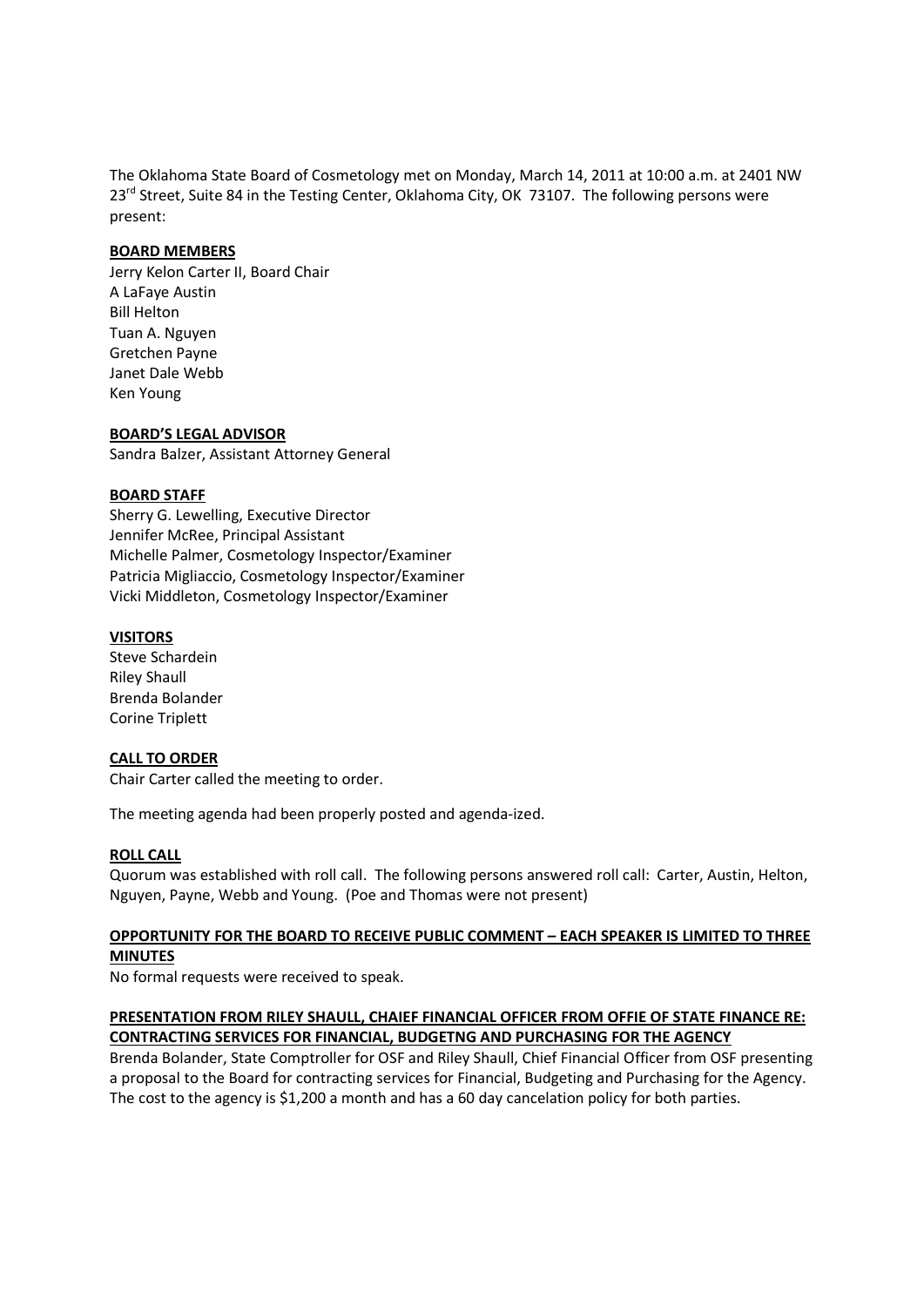The Oklahoma State Board of Cosmetology met on Monday, March 14, 2011 at 10:00 a.m. at 2401 NW 23rd Street, Suite 84 in the Testing Center, Oklahoma City, OK 73107. The following persons were present:

**BOARD MEMBERS**

Jerry Kelon Carter II, Board Chair
A LaFaye Austin
Bill Helton
Tuan A. Nguyen
Gretchen Payne
Janet Dale Webb
Ken Young

**BOARD'S LEGAL ADVISOR**

Sandra Balzer, Assistant Attorney General

**BOARD STAFF**

Sherry G. Lewelling, Executive Director
Jennifer McRee, Principal Assistant
Michelle Palmer, Cosmetology Inspector/Examiner
Patricia Migliaccio, Cosmetology Inspector/Examiner
Vicki Middleton, Cosmetology Inspector/Examiner

**VISITORS**

Steve Schardein
Riley Shaull
Brenda Bolander
Corine Triplett

**CALL TO ORDER**

Chair Carter called the meeting to order.

The meeting agenda had been properly posted and agenda-ized.

**ROLL CALL**

Quorum was established with roll call. The following persons answered roll call: Carter, Austin, Helton, Nguyen, Payne, Webb and Young. (Poe and Thomas were not present)

**OPPORTUNITY FOR THE BOARD TO RECEIVE PUBLIC COMMENT – EACH SPEAKER IS LIMITED TO THREE MINUTES**

No formal requests were received to speak.

**PRESENTATION FROM RILEY SHAULL, CHAIEF FINANCIAL OFFICER FROM OFFIE OF STATE FINANCE RE: CONTRACTING SERVICES FOR FINANCIAL, BUDGETNG AND PURCHASING FOR THE AGENCY**

Brenda Bolander, State Comptroller for OSF and Riley Shaull, Chief Financial Officer from OSF presenting a proposal to the Board for contracting services for Financial, Budgeting and Purchasing for the Agency. The cost to the agency is $1,200 a month and has a 60 day cancelation policy for both parties.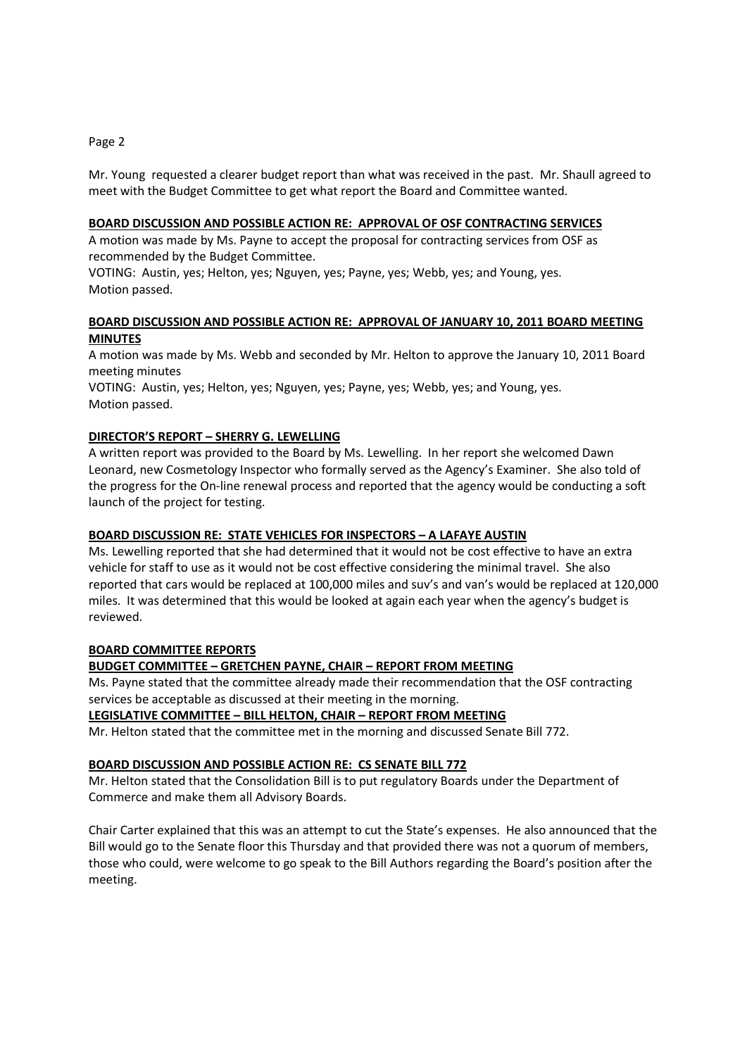Mr. Young requested a clearer budget report than what was received in the past. Mr. Shaull agreed to meet with the Budget Committee to get what report the Board and Committee wanted.

**BOARD DISCUSSION AND POSSIBLE ACTION RE: APPROVAL OF OSF CONTRACTING SERVICES**

A motion was made by Ms. Payne to accept the proposal for contracting services from OSF as recommended by the Budget Committee.
VOTING: Austin, yes; Helton, yes; Nguyen, yes; Payne, yes; Webb, yes; and Young, yes.
Motion passed.

**BOARD DISCUSSION AND POSSIBLE ACTION RE: APPROVAL OF JANUARY 10, 2011 BOARD MEETING MINUTES**

A motion was made by Ms. Webb and seconded by Mr. Helton to approve the January 10, 2011 Board meeting minutes
VOTING: Austin, yes; Helton, yes; Nguyen, yes; Payne, yes; Webb, yes; and Young, yes.
Motion passed.

**DIRECTOR'S REPORT – SHERRY G. LEWELLING**

A written report was provided to the Board by Ms. Lewelling. In her report she welcomed Dawn Leonard, new Cosmetology Inspector who formally served as the Agency's Examiner. She also told of the progress for the On-line renewal process and reported that the agency would be conducting a soft launch of the project for testing.

**BOARD DISCUSSION RE: STATE VEHICLES FOR INSPECTORS – A LAFAYE AUSTIN**

Ms. Lewelling reported that she had determined that it would not be cost effective to have an extra vehicle for staff to use as it would not be cost effective considering the minimal travel. She also reported that cars would be replaced at 100,000 miles and suv's and van's would be replaced at 120,000 miles. It was determined that this would be looked at again each year when the agency's budget is reviewed.

**BOARD COMMITTEE REPORTS**

**BUDGET COMMITTEE – GRETCHEN PAYNE, CHAIR – REPORT FROM MEETING**

Ms. Payne stated that the committee already made their recommendation that the OSF contracting services be acceptable as discussed at their meeting in the morning.

**LEGISLATIVE COMMITTEE – BILL HELTON, CHAIR – REPORT FROM MEETING**

Mr. Helton stated that the committee met in the morning and discussed Senate Bill 772.

**BOARD DISCUSSION AND POSSIBLE ACTION RE: CS SENATE BILL 772**

Mr. Helton stated that the Consolidation Bill is to put regulatory Boards under the Department of Commerce and make them all Advisory Boards.

Chair Carter explained that this was an attempt to cut the State's expenses. He also announced that the Bill would go to the Senate floor this Thursday and that provided there was not a quorum of members, those who could, were welcome to go speak to the Bill Authors regarding the Board's position after the meeting.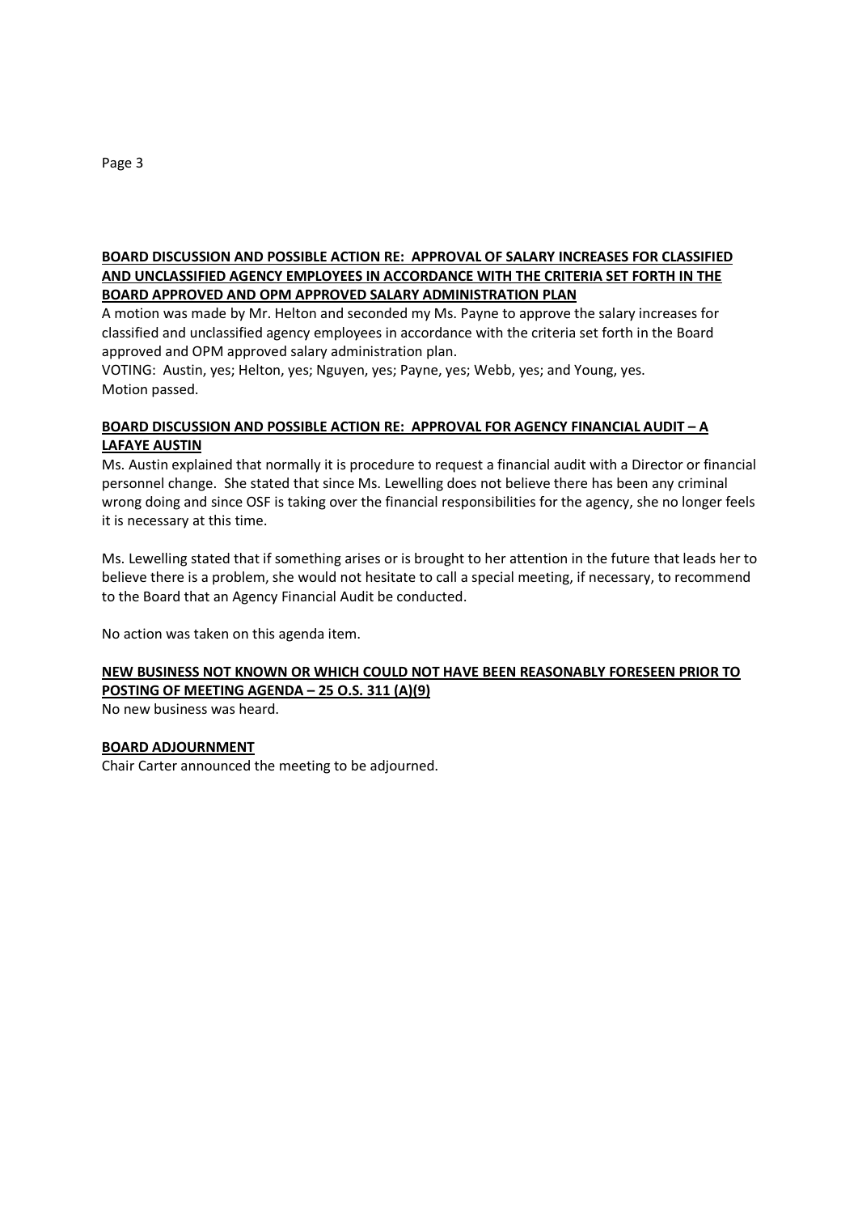**BOARD DISCUSSION AND POSSIBLE ACTION RE: APPROVAL OF SALARY INCREASES FOR CLASSIFIED AND UNCLASSIFIED AGENCY EMPLOYEES IN ACCORDANCE WITH THE CRITERIA SET FORTH IN THE BOARD APPROVED AND OPM APPROVED SALARY ADMINISTRATION PLAN**

A motion was made by Mr. Helton and seconded my Ms. Payne to approve the salary increases for classified and unclassified agency employees in accordance with the criteria set forth in the Board approved and OPM approved salary administration plan.

VOTING: Austin, yes; Helton, yes; Nguyen, yes; Payne, yes; Webb, yes; and Young, yes.
Motion passed.

**BOARD DISCUSSION AND POSSIBLE ACTION RE: APPROVAL FOR AGENCY FINANCIAL AUDIT – A LAFAYE AUSTIN**

Ms. Austin explained that normally it is procedure to request a financial audit with a Director or financial personnel change. She stated that since Ms. Lewelling does not believe there has been any criminal wrong doing and since OSF is taking over the financial responsibilities for the agency, she no longer feels it is necessary at this time.

Ms. Lewelling stated that if something arises or is brought to her attention in the future that leads her to believe there is a problem, she would not hesitate to call a special meeting, if necessary, to recommend to the Board that an Agency Financial Audit be conducted.

No action was taken on this agenda item.

**NEW BUSINESS NOT KNOWN OR WHICH COULD NOT HAVE BEEN REASONABLY FORESEEN PRIOR TO POSTING OF MEETING AGENDA – 25 O.S. 311 (A)(9)**

No new business was heard.

**BOARD ADJOURNMENT**

Chair Carter announced the meeting to be adjourned.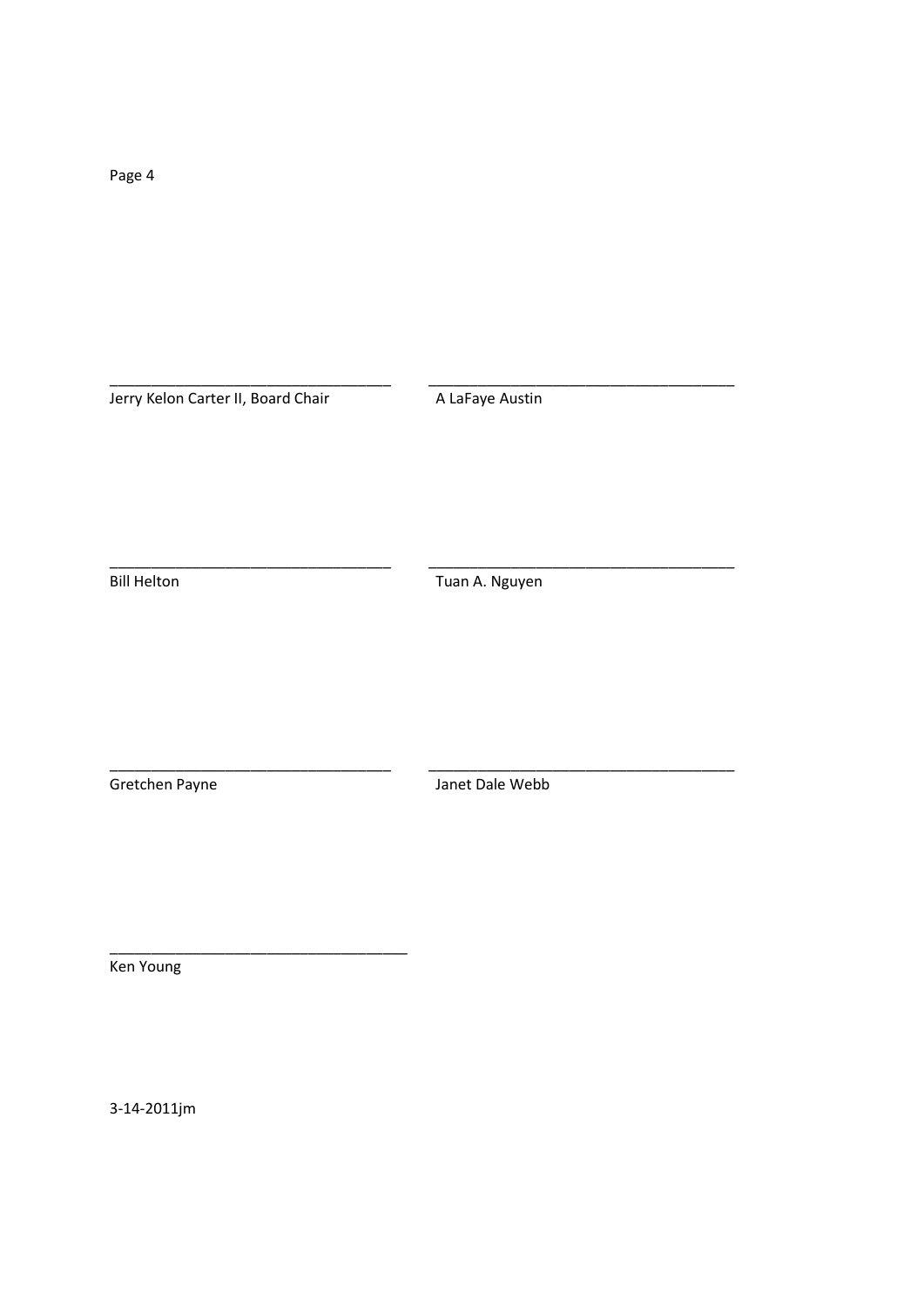___________________________________
Jerry Kelon Carter II, Board Chair

___________________________________
A LaFaye Austin

___________________________________
Bill Helton

___________________________________
Tuan A. Nguyen

___________________________________
Gretchen Payne

___________________________________
Janet Dale Webb

___________________________________
Ken Young

3-14-2011jm